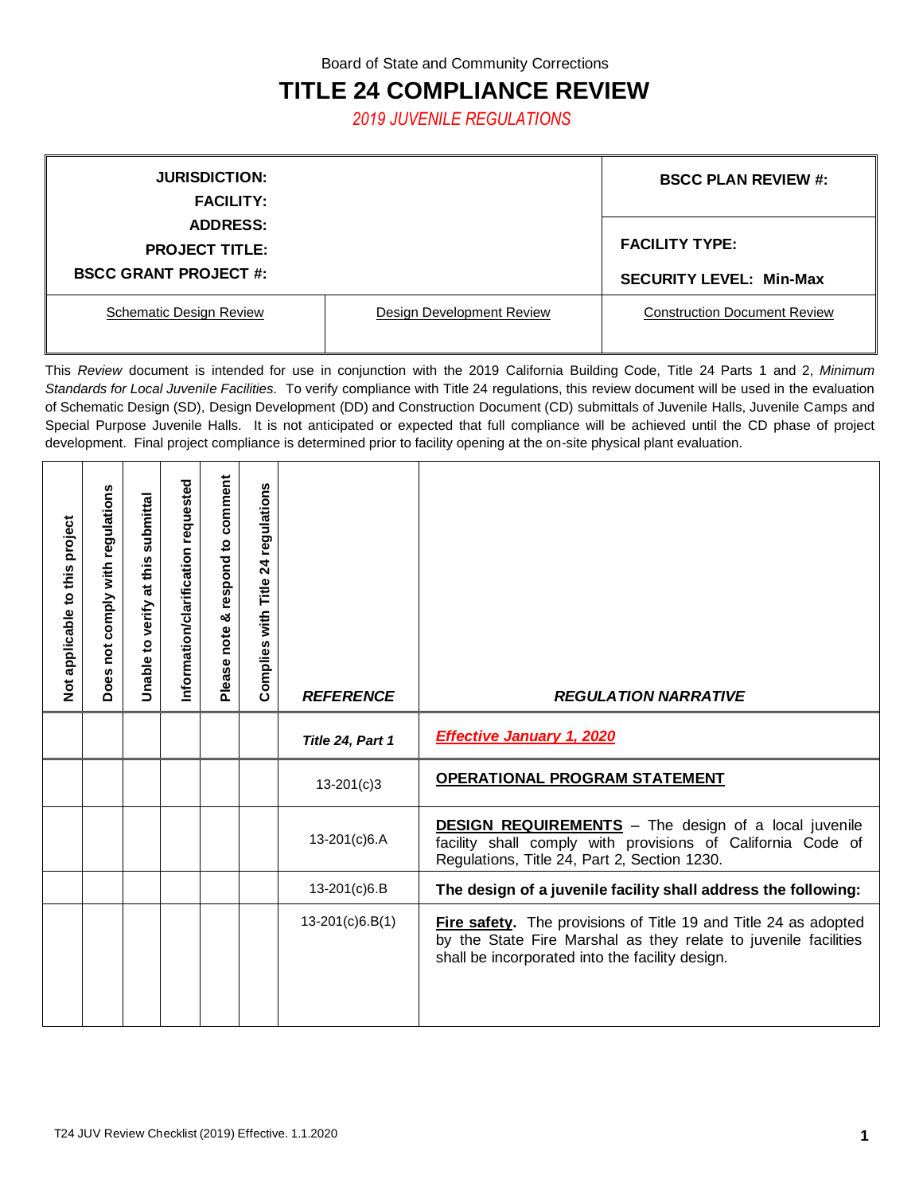Board of State and Community Corrections

# TITLE 24 COMPLIANCE REVIEW

*2019 JUVENILE REGULATIONS*

| **JURISDICTION:**<br>**FACILITY:**<br>**ADDRESS:**<br>**PROJECT TITLE:**<br>**BSCC GRANT PROJECT #:** | | **BSCC PLAN REVIEW #:**<br><br>**FACILITY TYPE:**<br>**SECURITY LEVEL: Min-Max** |
|---|---|---|
| Schematic Design Review | Design Development Review | Construction Document Review |

This *Review* document is intended for use in conjunction with the 2019 California Building Code, Title 24 Parts 1 and 2, *Minimum Standards for Local Juvenile Facilities*. To verify compliance with Title 24 regulations, this review document will be used in the evaluation of Schematic Design (SD), Design Development (DD) and Construction Document (CD) submittals of Juvenile Halls, Juvenile Camps and Special Purpose Juvenile Halls. It is not anticipated or expected that full compliance will be achieved until the CD phase of project development. Final project compliance is determined prior to facility opening at the on-site physical plant evaluation.

| Not applicable to this project | Does not comply with regulations | Unable to verify at this submittal | Information/clarification requested | Please note & respond to comment | Complies with Title 24 regulations | *REFERENCE* | *REGULATION NARRATIVE* |
|---|---|---|---|---|---|---|---|
| | | | | | | ***Title 24, Part 1*** | ***Effective January 1, 2020*** |
| | | | | | | 13-201(c)3 | **OPERATIONAL PROGRAM STATEMENT** |
| | | | | | | 13-201(c)6.A | **DESIGN REQUIREMENTS** – The design of a local juvenile facility shall comply with provisions of California Code of Regulations, Title 24, Part 2, Section 1230. |
| | | | | | | 13-201(c)6.B | **The design of a juvenile facility shall address the following:** |
| | | | | | | 13-201(c)6.B(1) | **Fire safety.** The provisions of Title 19 and Title 24 as adopted by the State Fire Marshal as they relate to juvenile facilities shall be incorporated into the facility design. |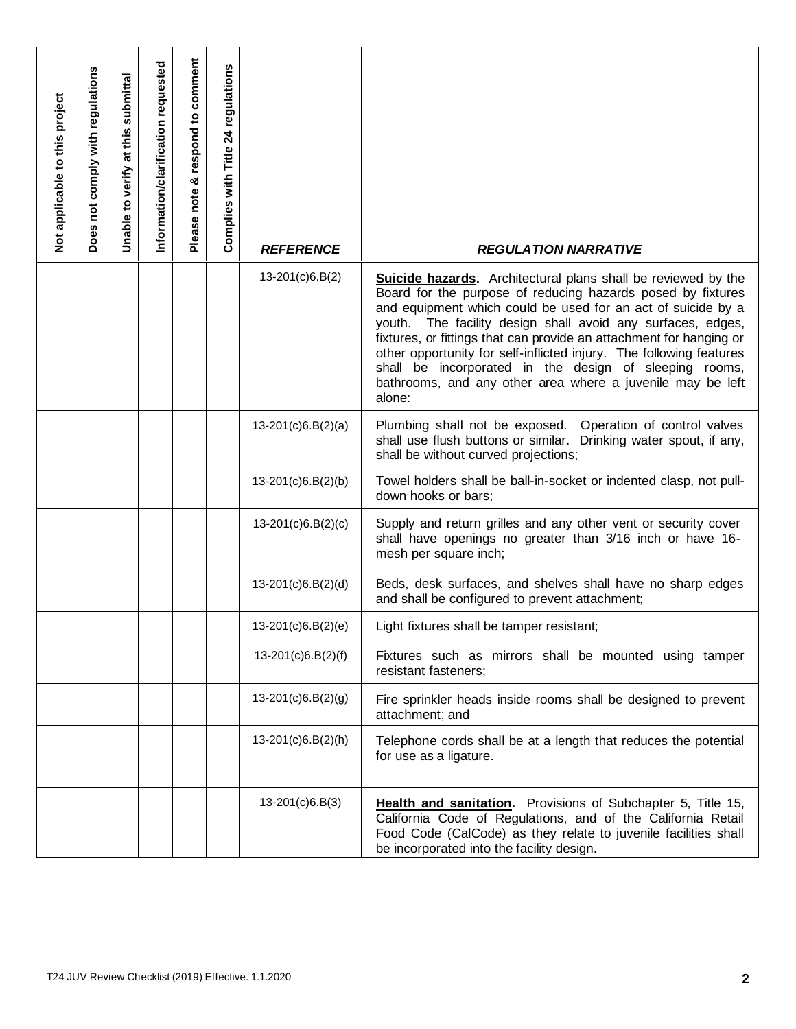| Not applicable to this project | Does not comply with regulations | Unable to verify at this submittal | Information/clarification requested | Please note & respond to comment | Complies with Title 24 regulations | *REFERENCE* | *REGULATION NARRATIVE* |
|---|---|---|---|---|---|---|---|
| | | | | | | 13-201(c)6.B(2) | **Suicide hazards.** Architectural plans shall be reviewed by the Board for the purpose of reducing hazards posed by fixtures and equipment which could be used for an act of suicide by a youth. The facility design shall avoid any surfaces, edges, fixtures, or fittings that can provide an attachment for hanging or other opportunity for self-inflicted injury. The following features shall be incorporated in the design of sleeping rooms, bathrooms, and any other area where a juvenile may be left alone: |
| | | | | | | 13-201(c)6.B(2)(a) | Plumbing shall not be exposed. Operation of control valves shall use flush buttons or similar. Drinking water spout, if any, shall be without curved projections; |
| | | | | | | 13-201(c)6.B(2)(b) | Towel holders shall be ball-in-socket or indented clasp, not pull-down hooks or bars; |
| | | | | | | 13-201(c)6.B(2)(c) | Supply and return grilles and any other vent or security cover shall have openings no greater than 3/16 inch or have 16-mesh per square inch; |
| | | | | | | 13-201(c)6.B(2)(d) | Beds, desk surfaces, and shelves shall have no sharp edges and shall be configured to prevent attachment; |
| | | | | | | 13-201(c)6.B(2)(e) | Light fixtures shall be tamper resistant; |
| | | | | | | 13-201(c)6.B(2)(f) | Fixtures such as mirrors shall be mounted using tamper resistant fasteners; |
| | | | | | | 13-201(c)6.B(2)(g) | Fire sprinkler heads inside rooms shall be designed to prevent attachment; and |
| | | | | | | 13-201(c)6.B(2)(h) | Telephone cords shall be at a length that reduces the potential for use as a ligature. |
| | | | | | | 13-201(c)6.B(3) | **Health and sanitation.** Provisions of Subchapter 5, Title 15, California Code of Regulations, and of the California Retail Food Code (CalCode) as they relate to juvenile facilities shall be incorporated into the facility design. |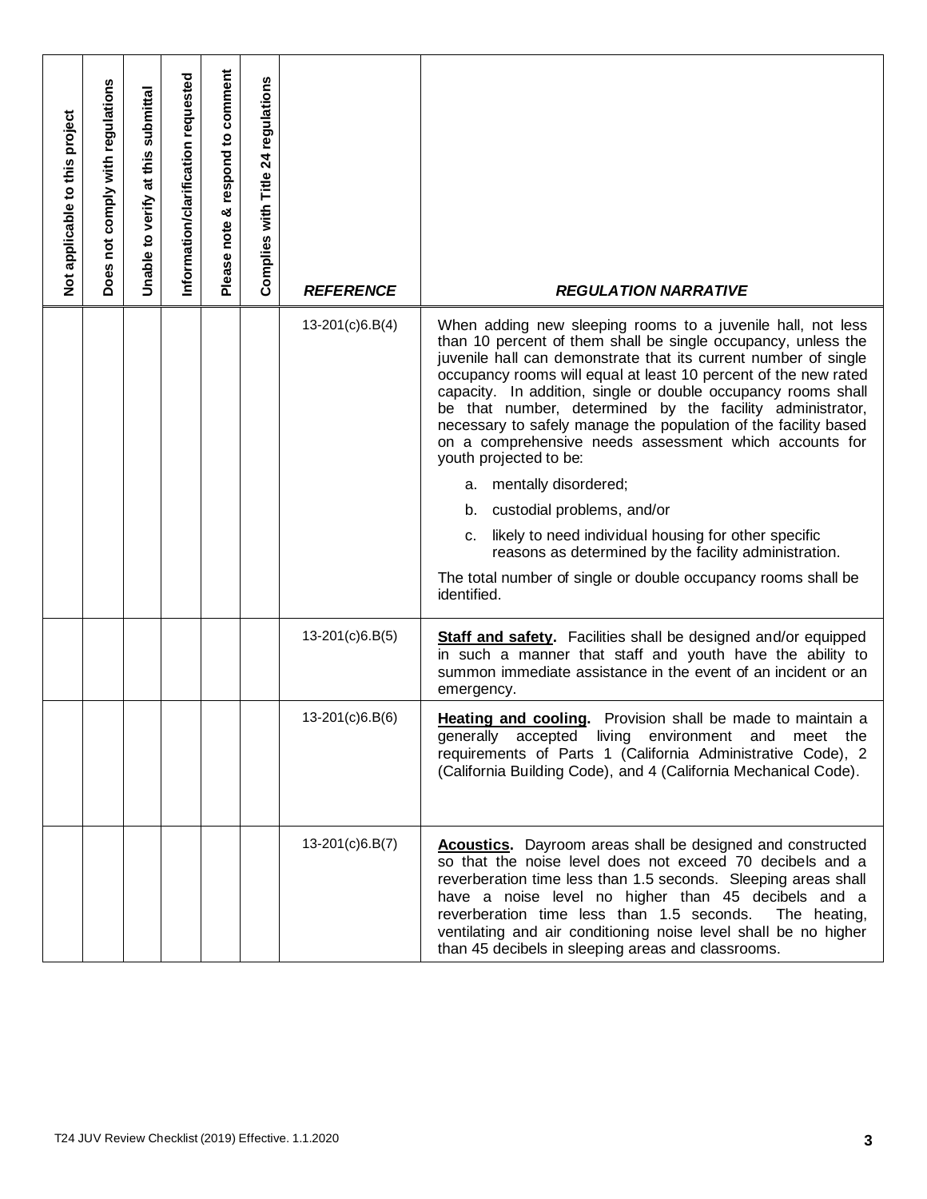| Not applicable to this project | Does not comply with regulations | Unable to verify at this submittal | Information/clarification requested | Please note & respond to comment | Complies with Title 24 regulations | *REFERENCE* | *REGULATION NARRATIVE* |
|---|---|---|---|---|---|---|---|
| | | | | | | 13-201(c)6.B(4) | When adding new sleeping rooms to a juvenile hall, not less than 10 percent of them shall be single occupancy, unless the juvenile hall can demonstrate that its current number of single occupancy rooms will equal at least 10 percent of the new rated capacity. In addition, single or double occupancy rooms shall be that number, determined by the facility administrator, necessary to safely manage the population of the facility based on a comprehensive needs assessment which accounts for youth projected to be:<br><br>a. mentally disordered;<br><br>b. custodial problems, and/or<br><br>c. likely to need individual housing for other specific reasons as determined by the facility administration.<br><br>The total number of single or double occupancy rooms shall be identified. |
| | | | | | | 13-201(c)6.B(5) | **Staff and safety.** Facilities shall be designed and/or equipped in such a manner that staff and youth have the ability to summon immediate assistance in the event of an incident or an emergency. |
| | | | | | | 13-201(c)6.B(6) | **Heating and cooling.** Provision shall be made to maintain a generally accepted living environment and meet the requirements of Parts 1 (California Administrative Code), 2 (California Building Code), and 4 (California Mechanical Code). |
| | | | | | | 13-201(c)6.B(7) | **Acoustics.** Dayroom areas shall be designed and constructed so that the noise level does not exceed 70 decibels and a reverberation time less than 1.5 seconds. Sleeping areas shall have a noise level no higher than 45 decibels and a reverberation time less than 1.5 seconds. The heating, ventilating and air conditioning noise level shall be no higher than 45 decibels in sleeping areas and classrooms. |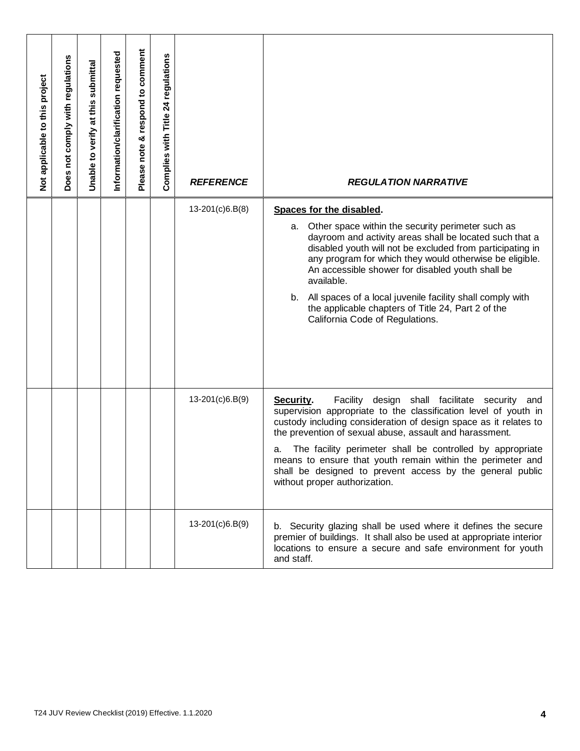| Not applicable to this project | Does not comply with regulations | Unable to verify at this submittal | Information/clarification requested | Please note & respond to comment | Complies with Title 24 regulations | *REFERENCE* | *REGULATION NARRATIVE* |
|---|---|---|---|---|---|---|---|
| | | | | | | 13-201(c)6.B(8) | **Spaces for the disabled**.<br><br>a. Other space within the security perimeter such as dayroom and activity areas shall be located such that a disabled youth will not be excluded from participating in any program for which they would otherwise be eligible. An accessible shower for disabled youth shall be available.<br><br>b. All spaces of a local juvenile facility shall comply with the applicable chapters of Title 24, Part 2 of the California Code of Regulations. |
| | | | | | | 13-201(c)6.B(9) | **Security**. Facility design shall facilitate security and supervision appropriate to the classification level of youth in custody including consideration of design space as it relates to the prevention of sexual abuse, assault and harassment.<br><br>a. The facility perimeter shall be controlled by appropriate means to ensure that youth remain within the perimeter and shall be designed to prevent access by the general public without proper authorization. |
| | | | | | | 13-201(c)6.B(9) | b. Security glazing shall be used where it defines the secure premier of buildings. It shall also be used at appropriate interior locations to ensure a secure and safe environment for youth and staff. |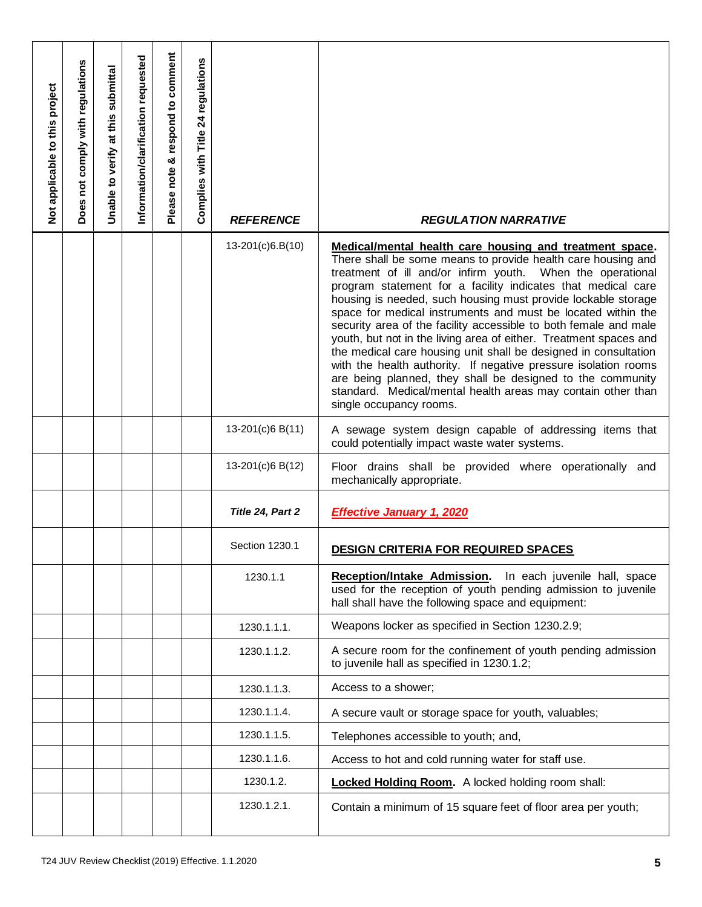| Not applicable to this project | Does not comply with regulations | Unable to verify at this submittal | Information/clarification requested | Please note & respond to comment | Complies with Title 24 regulations | REFERENCE | REGULATION NARRATIVE |
|---|---|---|---|---|---|---|---|
| | | | | | | 13-201(c)6.B(10) | **Medical/mental health care housing and treatment space.** There shall be some means to provide health care housing and treatment of ill and/or infirm youth. When the operational program statement for a facility indicates that medical care housing is needed, such housing must provide lockable storage space for medical instruments and must be located within the security area of the facility accessible to both female and male youth, but not in the living area of either. Treatment spaces and the medical care housing unit shall be designed in consultation with the health authority. If negative pressure isolation rooms are being planned, they shall be designed to the community standard. Medical/mental health areas may contain other than single occupancy rooms. |
| | | | | | | 13-201(c)6 B(11) | A sewage system design capable of addressing items that could potentially impact waste water systems. |
| | | | | | | 13-201(c)6 B(12) | Floor drains shall be provided where operationally and mechanically appropriate. |
| | | | | | | ***Title 24, Part 2*** | ***Effective January 1, 2020*** |
| | | | | | | Section 1230.1 | **DESIGN CRITERIA FOR REQUIRED SPACES** |
| | | | | | | 1230.1.1 | **Reception/Intake Admission.** In each juvenile hall, space used for the reception of youth pending admission to juvenile hall shall have the following space and equipment: |
| | | | | | | 1230.1.1.1. | Weapons locker as specified in Section 1230.2.9; |
| | | | | | | 1230.1.1.2. | A secure room for the confinement of youth pending admission to juvenile hall as specified in 1230.1.2; |
| | | | | | | 1230.1.1.3. | Access to a shower; |
| | | | | | | 1230.1.1.4. | A secure vault or storage space for youth, valuables; |
| | | | | | | 1230.1.1.5. | Telephones accessible to youth; and, |
| | | | | | | 1230.1.1.6. | Access to hot and cold running water for staff use. |
| | | | | | | 1230.1.2. | **Locked Holding Room.** A locked holding room shall: |
| | | | | | | 1230.1.2.1. | Contain a minimum of 15 square feet of floor area per youth; |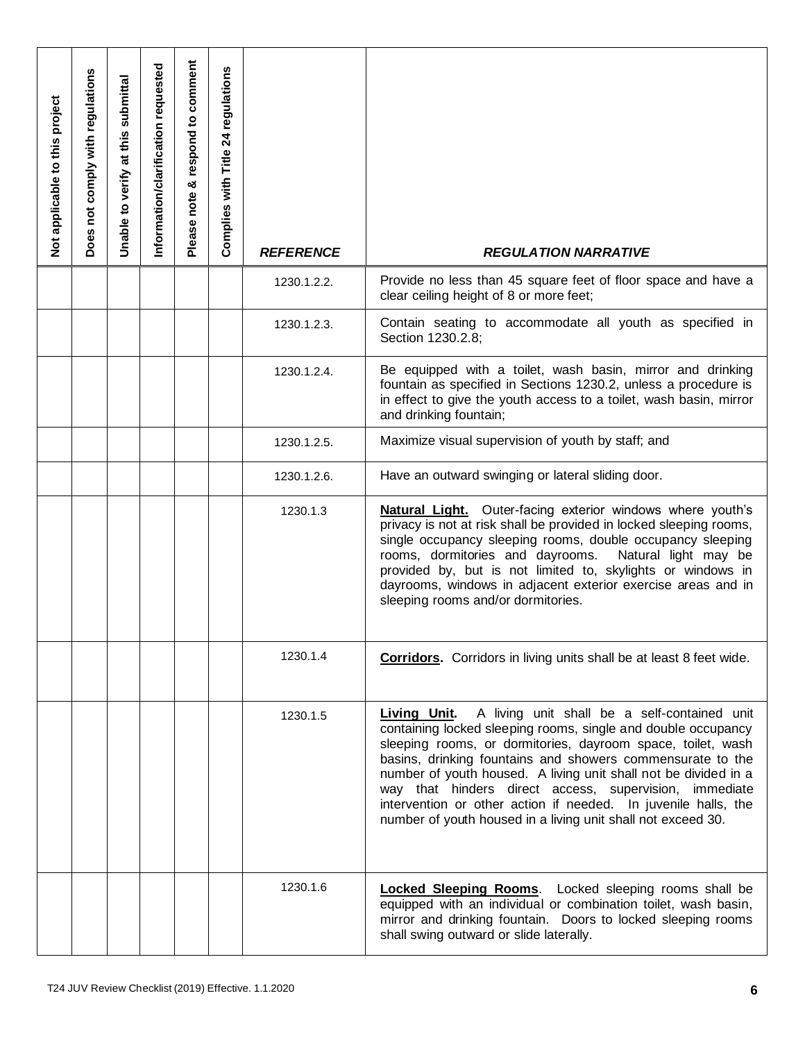| Not applicable to this project | Does not comply with regulations | Unable to verify at this submittal | Information/clarification requested | Please note & respond to comment | Complies with Title 24 regulations | *REFERENCE* | *REGULATION NARRATIVE* |
|---|---|---|---|---|---|---|---|
| | | | | | | 1230.1.2.2. | Provide no less than 45 square feet of floor space and have a clear ceiling height of 8 or more feet; |
| | | | | | | 1230.1.2.3. | Contain seating to accommodate all youth as specified in Section 1230.2.8; |
| | | | | | | 1230.1.2.4. | Be equipped with a toilet, wash basin, mirror and drinking fountain as specified in Sections 1230.2, unless a procedure is in effect to give the youth access to a toilet, wash basin, mirror and drinking fountain; |
| | | | | | | 1230.1.2.5. | Maximize visual supervision of youth by staff; and |
| | | | | | | 1230.1.2.6. | Have an outward swinging or lateral sliding door. |
| | | | | | | 1230.1.3 | **Natural Light.** Outer-facing exterior windows where youth's privacy is not at risk shall be provided in locked sleeping rooms, single occupancy sleeping rooms, double occupancy sleeping rooms, dormitories and dayrooms. Natural light may be provided by, but is not limited to, skylights or windows in dayrooms, windows in adjacent exterior exercise areas and in sleeping rooms and/or dormitories. |
| | | | | | | 1230.1.4 | **Corridors.** Corridors in living units shall be at least 8 feet wide. |
| | | | | | | 1230.1.5 | **Living Unit.** A living unit shall be a self-contained unit containing locked sleeping rooms, single and double occupancy sleeping rooms, or dormitories, dayroom space, toilet, wash basins, drinking fountains and showers commensurate to the number of youth housed. A living unit shall not be divided in a way that hinders direct access, supervision, immediate intervention or other action if needed. In juvenile halls, the number of youth housed in a living unit shall not exceed 30. |
| | | | | | | 1230.1.6 | **Locked Sleeping Rooms**. Locked sleeping rooms shall be equipped with an individual or combination toilet, wash basin, mirror and drinking fountain. Doors to locked sleeping rooms shall swing outward or slide laterally. |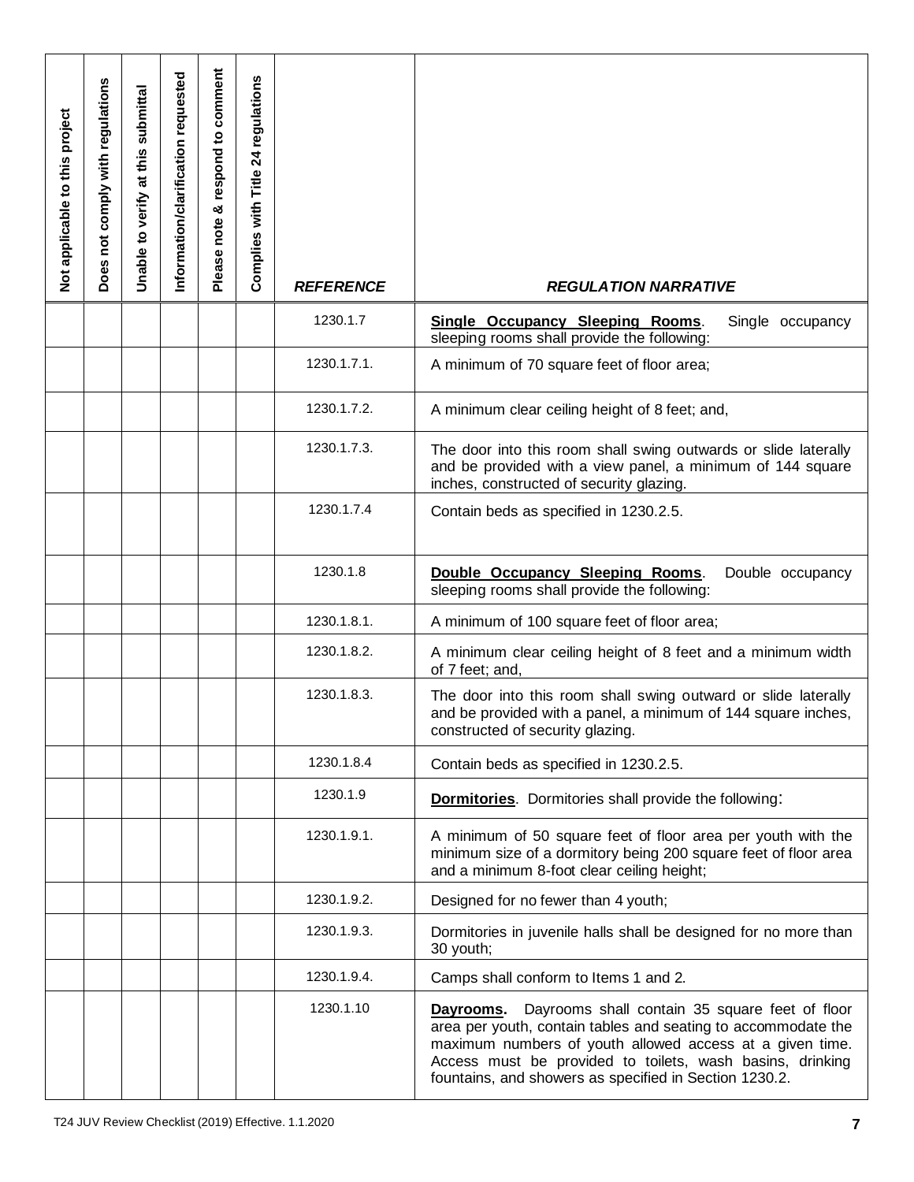| Not applicable to this project | Does not comply with regulations | Unable to verify at this submittal | Information/clarification requested | Please note & respond to comment | Complies with Title 24 regulations | *REFERENCE* | *REGULATION NARRATIVE* |
|---|---|---|---|---|---|---|---|
| | | | | | | 1230.1.7 | **Single Occupancy Sleeping Rooms**. Single occupancy sleeping rooms shall provide the following: |
| | | | | | | 1230.1.7.1. | A minimum of 70 square feet of floor area; |
| | | | | | | 1230.1.7.2. | A minimum clear ceiling height of 8 feet; and, |
| | | | | | | 1230.1.7.3. | The door into this room shall swing outwards or slide laterally and be provided with a view panel, a minimum of 144 square inches, constructed of security glazing. |
| | | | | | | 1230.1.7.4 | Contain beds as specified in 1230.2.5. |
| | | | | | | 1230.1.8 | **Double Occupancy Sleeping Rooms**. Double occupancy sleeping rooms shall provide the following: |
| | | | | | | 1230.1.8.1. | A minimum of 100 square feet of floor area; |
| | | | | | | 1230.1.8.2. | A minimum clear ceiling height of 8 feet and a minimum width of 7 feet; and, |
| | | | | | | 1230.1.8.3. | The door into this room shall swing outward or slide laterally and be provided with a panel, a minimum of 144 square inches, constructed of security glazing. |
| | | | | | | 1230.1.8.4 | Contain beds as specified in 1230.2.5. |
| | | | | | | 1230.1.9 | **Dormitories**. Dormitories shall provide the following: |
| | | | | | | 1230.1.9.1. | A minimum of 50 square feet of floor area per youth with the minimum size of a dormitory being 200 square feet of floor area and a minimum 8-foot clear ceiling height; |
| | | | | | | 1230.1.9.2. | Designed for no fewer than 4 youth; |
| | | | | | | 1230.1.9.3. | Dormitories in juvenile halls shall be designed for no more than 30 youth; |
| | | | | | | 1230.1.9.4. | Camps shall conform to Items 1 and 2. |
| | | | | | | 1230.1.10 | **Dayrooms.** Dayrooms shall contain 35 square feet of floor area per youth, contain tables and seating to accommodate the maximum numbers of youth allowed access at a given time. Access must be provided to toilets, wash basins, drinking fountains, and showers as specified in Section 1230.2. |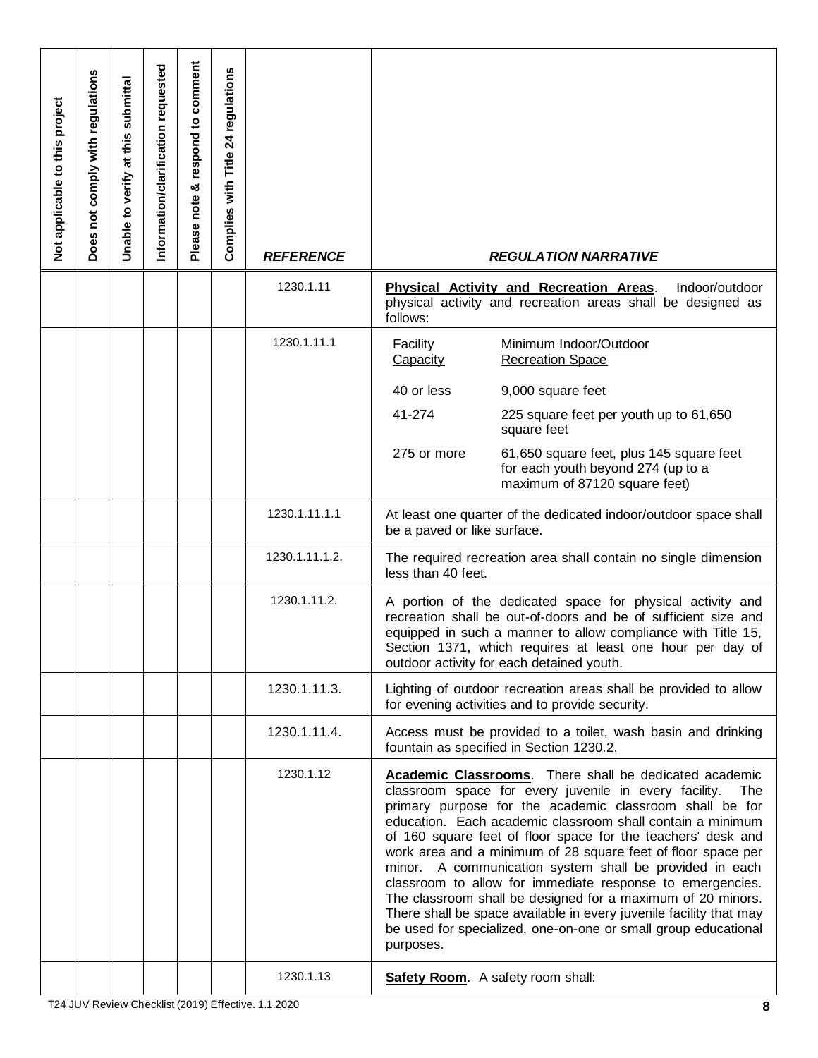| Not applicable to this project | Does not comply with regulations | Unable to verify at this submittal | Information/clarification requested | Please note & respond to comment | Complies with Title 24 regulations | *REFERENCE* | *REGULATION NARRATIVE* |
|---|---|---|---|---|---|---|---|
| | | | | | | 1230.1.11 | **Physical Activity and Recreation Areas**. Indoor/outdoor physical activity and recreation areas shall be designed as follows: |
| | | | | | | 1230.1.11.1 | Facility Capacity — Minimum Indoor/Outdoor Recreation Space<br><br>40 or less — 9,000 square feet<br><br>41-274 — 225 square feet per youth up to 61,650 square feet<br><br>275 or more — 61,650 square feet, plus 145 square feet for each youth beyond 274 (up to a maximum of 87120 square feet) |
| | | | | | | 1230.1.11.1.1 | At least one quarter of the dedicated indoor/outdoor space shall be a paved or like surface. |
| | | | | | | 1230.1.11.1.2. | The required recreation area shall contain no single dimension less than 40 feet. |
| | | | | | | 1230.1.11.2. | A portion of the dedicated space for physical activity and recreation shall be out-of-doors and be of sufficient size and equipped in such a manner to allow compliance with Title 15, Section 1371, which requires at least one hour per day of outdoor activity for each detained youth. |
| | | | | | | 1230.1.11.3. | Lighting of outdoor recreation areas shall be provided to allow for evening activities and to provide security. |
| | | | | | | 1230.1.11.4. | Access must be provided to a toilet, wash basin and drinking fountain as specified in Section 1230.2. |
| | | | | | | 1230.1.12 | **Academic Classrooms**. There shall be dedicated academic classroom space for every juvenile in every facility. The primary purpose for the academic classroom shall be for education. Each academic classroom shall contain a minimum of 160 square feet of floor space for the teachers' desk and work area and a minimum of 28 square feet of floor space per minor. A communication system shall be provided in each classroom to allow for immediate response to emergencies. The classroom shall be designed for a maximum of 20 minors. There shall be space available in every juvenile facility that may be used for specialized, one-on-one or small group educational purposes. |
| | | | | | | 1230.1.13 | **Safety Room**. A safety room shall: |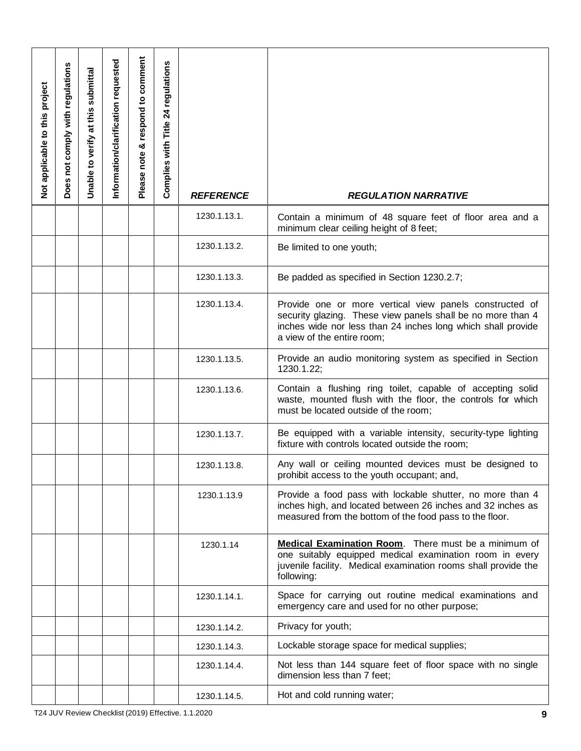| Not applicable to this project | Does not comply with regulations | Unable to verify at this submittal | Information/clarification requested | Please note & respond to comment | Complies with Title 24 regulations | *REFERENCE* | *REGULATION NARRATIVE* |
|---|---|---|---|---|---|---|---|
| | | | | | | 1230.1.13.1. | Contain a minimum of 48 square feet of floor area and a minimum clear ceiling height of 8 feet; |
| | | | | | | 1230.1.13.2. | Be limited to one youth; |
| | | | | | | 1230.1.13.3. | Be padded as specified in Section 1230.2.7; |
| | | | | | | 1230.1.13.4. | Provide one or more vertical view panels constructed of security glazing. These view panels shall be no more than 4 inches wide nor less than 24 inches long which shall provide a view of the entire room; |
| | | | | | | 1230.1.13.5. | Provide an audio monitoring system as specified in Section 1230.1.22; |
| | | | | | | 1230.1.13.6. | Contain a flushing ring toilet, capable of accepting solid waste, mounted flush with the floor, the controls for which must be located outside of the room; |
| | | | | | | 1230.1.13.7. | Be equipped with a variable intensity, security-type lighting fixture with controls located outside the room; |
| | | | | | | 1230.1.13.8. | Any wall or ceiling mounted devices must be designed to prohibit access to the youth occupant; and, |
| | | | | | | 1230.1.13.9 | Provide a food pass with lockable shutter, no more than 4 inches high, and located between 26 inches and 32 inches as measured from the bottom of the food pass to the floor. |
| | | | | | | 1230.1.14 | **Medical Examination Room**. There must be a minimum of one suitably equipped medical examination room in every juvenile facility. Medical examination rooms shall provide the following: |
| | | | | | | 1230.1.14.1. | Space for carrying out routine medical examinations and emergency care and used for no other purpose; |
| | | | | | | 1230.1.14.2. | Privacy for youth; |
| | | | | | | 1230.1.14.3. | Lockable storage space for medical supplies; |
| | | | | | | 1230.1.14.4. | Not less than 144 square feet of floor space with no single dimension less than 7 feet; |
| | | | | | | 1230.1.14.5. | Hot and cold running water; |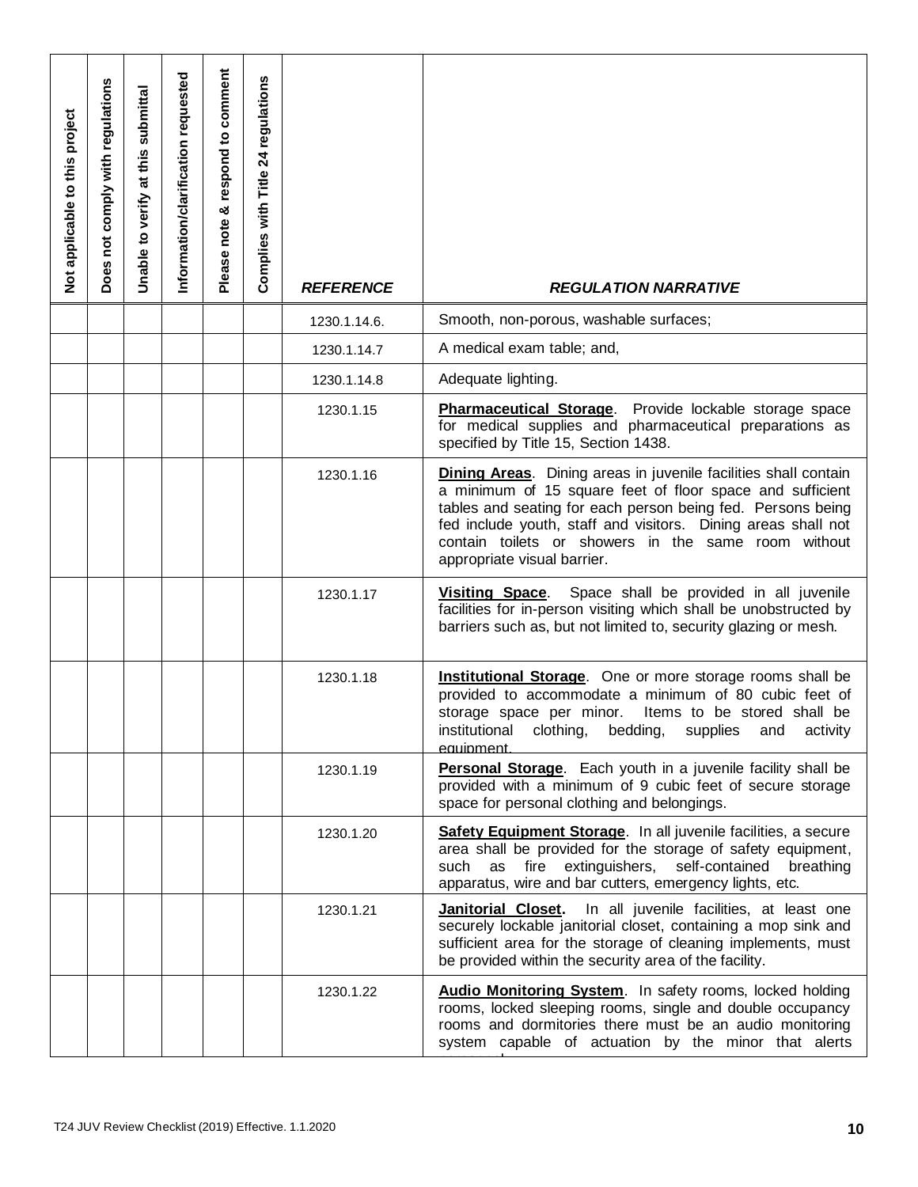| Not applicable to this project | Does not comply with regulations | Unable to verify at this submittal | Information/clarification requested | Please note & respond to comment | Complies with Title 24 regulations | *REFERENCE* | *REGULATION NARRATIVE* |
|---|---|---|---|---|---|---|---|
| | | | | | | 1230.1.14.6. | Smooth, non-porous, washable surfaces; |
| | | | | | | 1230.1.14.7 | A medical exam table; and, |
| | | | | | | 1230.1.14.8 | Adequate lighting. |
| | | | | | | 1230.1.15 | **Pharmaceutical Storage**. Provide lockable storage space for medical supplies and pharmaceutical preparations as specified by Title 15, Section 1438. |
| | | | | | | 1230.1.16 | **Dining Areas**. Dining areas in juvenile facilities shall contain a minimum of 15 square feet of floor space and sufficient tables and seating for each person being fed. Persons being fed include youth, staff and visitors. Dining areas shall not contain toilets or showers in the same room without appropriate visual barrier. |
| | | | | | | 1230.1.17 | **Visiting Space**. Space shall be provided in all juvenile facilities for in-person visiting which shall be unobstructed by barriers such as, but not limited to, security glazing or mesh. |
| | | | | | | 1230.1.18 | **Institutional Storage**. One or more storage rooms shall be provided to accommodate a minimum of 80 cubic feet of storage space per minor. Items to be stored shall be institutional clothing, bedding, supplies and activity equipment. |
| | | | | | | 1230.1.19 | **Personal Storage**. Each youth in a juvenile facility shall be provided with a minimum of 9 cubic feet of secure storage space for personal clothing and belongings. |
| | | | | | | 1230.1.20 | **Safety Equipment Storage**. In all juvenile facilities, a secure area shall be provided for the storage of safety equipment, such as fire extinguishers, self-contained breathing apparatus, wire and bar cutters, emergency lights, etc. |
| | | | | | | 1230.1.21 | **Janitorial Closet.** In all juvenile facilities, at least one securely lockable janitorial closet, containing a mop sink and sufficient area for the storage of cleaning implements, must be provided within the security area of the facility. |
| | | | | | | 1230.1.22 | **Audio Monitoring System**. In safety rooms, locked holding rooms, locked sleeping rooms, single and double occupancy rooms and dormitories there must be an audio monitoring system capable of actuation by the minor that alerts |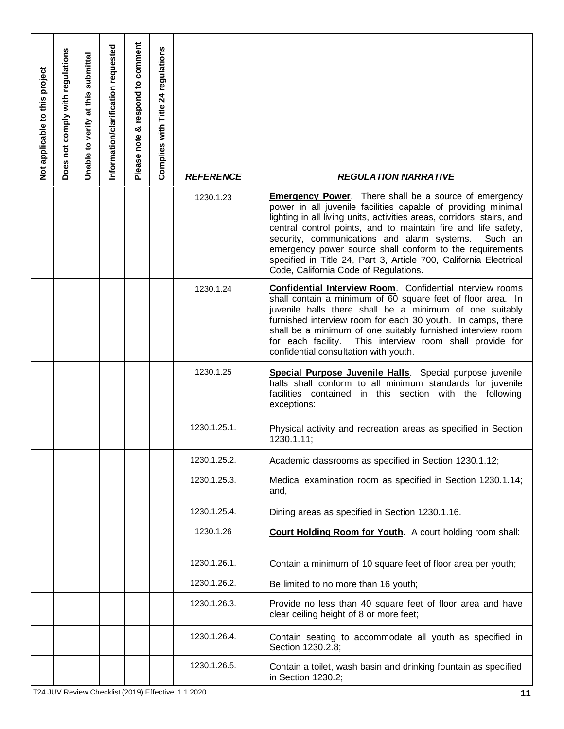| Not applicable to this project | Does not comply with regulations | Unable to verify at this submittal | Information/clarification requested | Please note & respond to comment | Complies with Title 24 regulations | *REFERENCE* | *REGULATION NARRATIVE* |
|---|---|---|---|---|---|---|---|
| | | | | | | 1230.1.23 | **Emergency Power**. There shall be a source of emergency power in all juvenile facilities capable of providing minimal lighting in all living units, activities areas, corridors, stairs, and central control points, and to maintain fire and life safety, security, communications and alarm systems. Such an emergency power source shall conform to the requirements specified in Title 24, Part 3, Article 700, California Electrical Code, California Code of Regulations. |
| | | | | | | 1230.1.24 | **Confidential Interview Room**. Confidential interview rooms shall contain a minimum of 60 square feet of floor area. In juvenile halls there shall be a minimum of one suitably furnished interview room for each 30 youth. In camps, there shall be a minimum of one suitably furnished interview room for each facility. This interview room shall provide for confidential consultation with youth. |
| | | | | | | 1230.1.25 | **Special Purpose Juvenile Halls**. Special purpose juvenile halls shall conform to all minimum standards for juvenile facilities contained in this section with the following exceptions: |
| | | | | | | 1230.1.25.1. | Physical activity and recreation areas as specified in Section 1230.1.11; |
| | | | | | | 1230.1.25.2. | Academic classrooms as specified in Section 1230.1.12; |
| | | | | | | 1230.1.25.3. | Medical examination room as specified in Section 1230.1.14; and, |
| | | | | | | 1230.1.25.4. | Dining areas as specified in Section 1230.1.16. |
| | | | | | | 1230.1.26 | **Court Holding Room for Youth**. A court holding room shall: |
| | | | | | | 1230.1.26.1. | Contain a minimum of 10 square feet of floor area per youth; |
| | | | | | | 1230.1.26.2. | Be limited to no more than 16 youth; |
| | | | | | | 1230.1.26.3. | Provide no less than 40 square feet of floor area and have clear ceiling height of 8 or more feet; |
| | | | | | | 1230.1.26.4. | Contain seating to accommodate all youth as specified in Section 1230.2.8; |
| | | | | | | 1230.1.26.5. | Contain a toilet, wash basin and drinking fountain as specified in Section 1230.2; |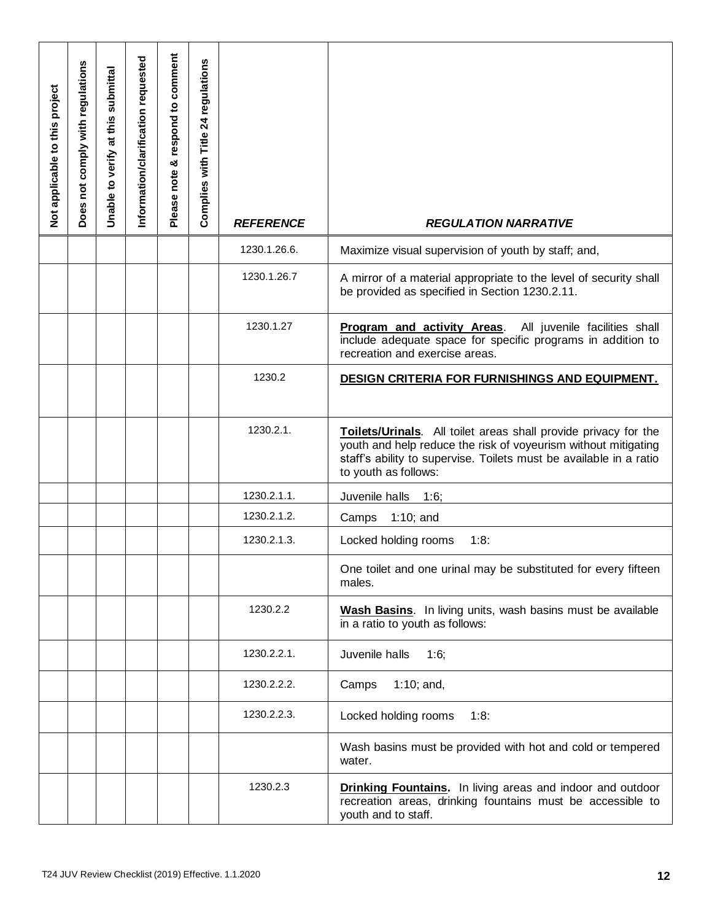| Not applicable to this project | Does not comply with regulations | Unable to verify at this submittal | Information/clarification requested | Please note & respond to comment | Complies with Title 24 regulations | *REFERENCE* | *REGULATION NARRATIVE* |
|---|---|---|---|---|---|---|---|
| | | | | | | 1230.1.26.6. | Maximize visual supervision of youth by staff; and, |
| | | | | | | 1230.1.26.7 | A mirror of a material appropriate to the level of security shall be provided as specified in Section 1230.2.11. |
| | | | | | | 1230.1.27 | **Program and activity Areas**. All juvenile facilities shall include adequate space for specific programs in addition to recreation and exercise areas. |
| | | | | | | 1230.2 | **DESIGN CRITERIA FOR FURNISHINGS AND EQUIPMENT.** |
| | | | | | | 1230.2.1. | **Toilets/Urinals**. All toilet areas shall provide privacy for the youth and help reduce the risk of voyeurism without mitigating staff's ability to supervise. Toilets must be available in a ratio to youth as follows: |
| | | | | | | 1230.2.1.1. | Juvenile halls 1:6; |
| | | | | | | 1230.2.1.2. | Camps 1:10; and |
| | | | | | | 1230.2.1.3. | Locked holding rooms 1:8: |
| | | | | | | | One toilet and one urinal may be substituted for every fifteen males. |
| | | | | | | 1230.2.2 | **Wash Basins**. In living units, wash basins must be available in a ratio to youth as follows: |
| | | | | | | 1230.2.2.1. | Juvenile halls 1:6; |
| | | | | | | 1230.2.2.2. | Camps 1:10; and, |
| | | | | | | 1230.2.2.3. | Locked holding rooms 1:8: |
| | | | | | | | Wash basins must be provided with hot and cold or tempered water. |
| | | | | | | 1230.2.3 | **Drinking Fountains.** In living areas and indoor and outdoor recreation areas, drinking fountains must be accessible to youth and to staff. |

T24 JUV Review Checklist (2019) Effective. 1.1.2020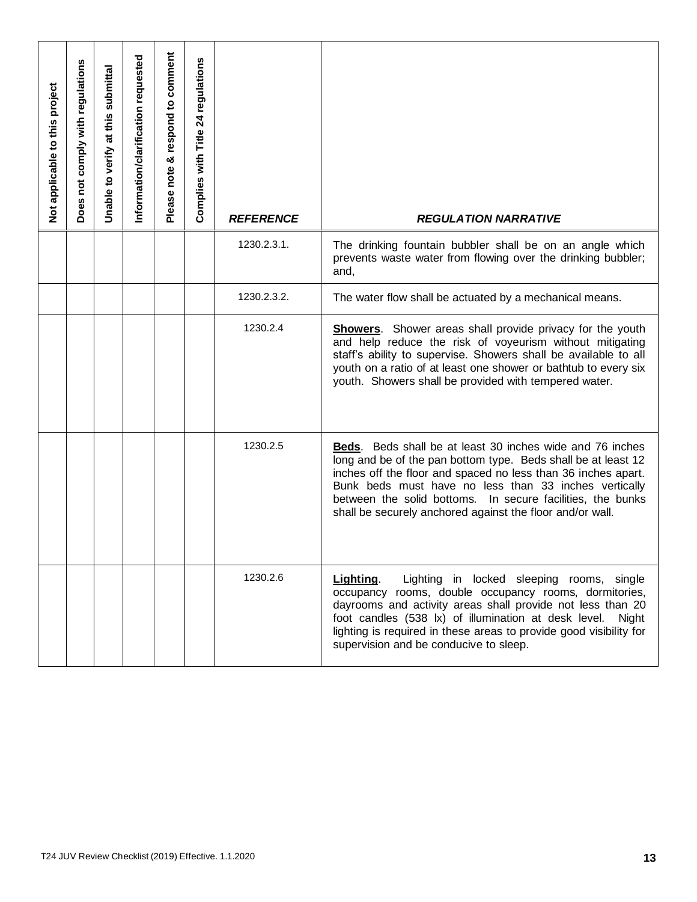| Not applicable to this project | Does not comply with regulations | Unable to verify at this submittal | Information/clarification requested | Please note & respond to comment | Complies with Title 24 regulations | ***REFERENCE*** | ***REGULATION NARRATIVE*** |
|---|---|---|---|---|---|---|---|
| | | | | | | 1230.2.3.1. | The drinking fountain bubbler shall be on an angle which prevents waste water from flowing over the drinking bubbler; and, |
| | | | | | | 1230.2.3.2. | The water flow shall be actuated by a mechanical means. |
| | | | | | | 1230.2.4 | **Showers**. Shower areas shall provide privacy for the youth and help reduce the risk of voyeurism without mitigating staff's ability to supervise. Showers shall be available to all youth on a ratio of at least one shower or bathtub to every six youth. Showers shall be provided with tempered water. |
| | | | | | | 1230.2.5 | **Beds**. Beds shall be at least 30 inches wide and 76 inches long and be of the pan bottom type. Beds shall be at least 12 inches off the floor and spaced no less than 36 inches apart. Bunk beds must have no less than 33 inches vertically between the solid bottoms. In secure facilities, the bunks shall be securely anchored against the floor and/or wall. |
| | | | | | | 1230.2.6 | **Lighting**. Lighting in locked sleeping rooms, single occupancy rooms, double occupancy rooms, dormitories, dayrooms and activity areas shall provide not less than 20 foot candles (538 lx) of illumination at desk level. Night lighting is required in these areas to provide good visibility for supervision and be conducive to sleep. |

T24 JUV Review Checklist (2019) Effective. 1.1.2020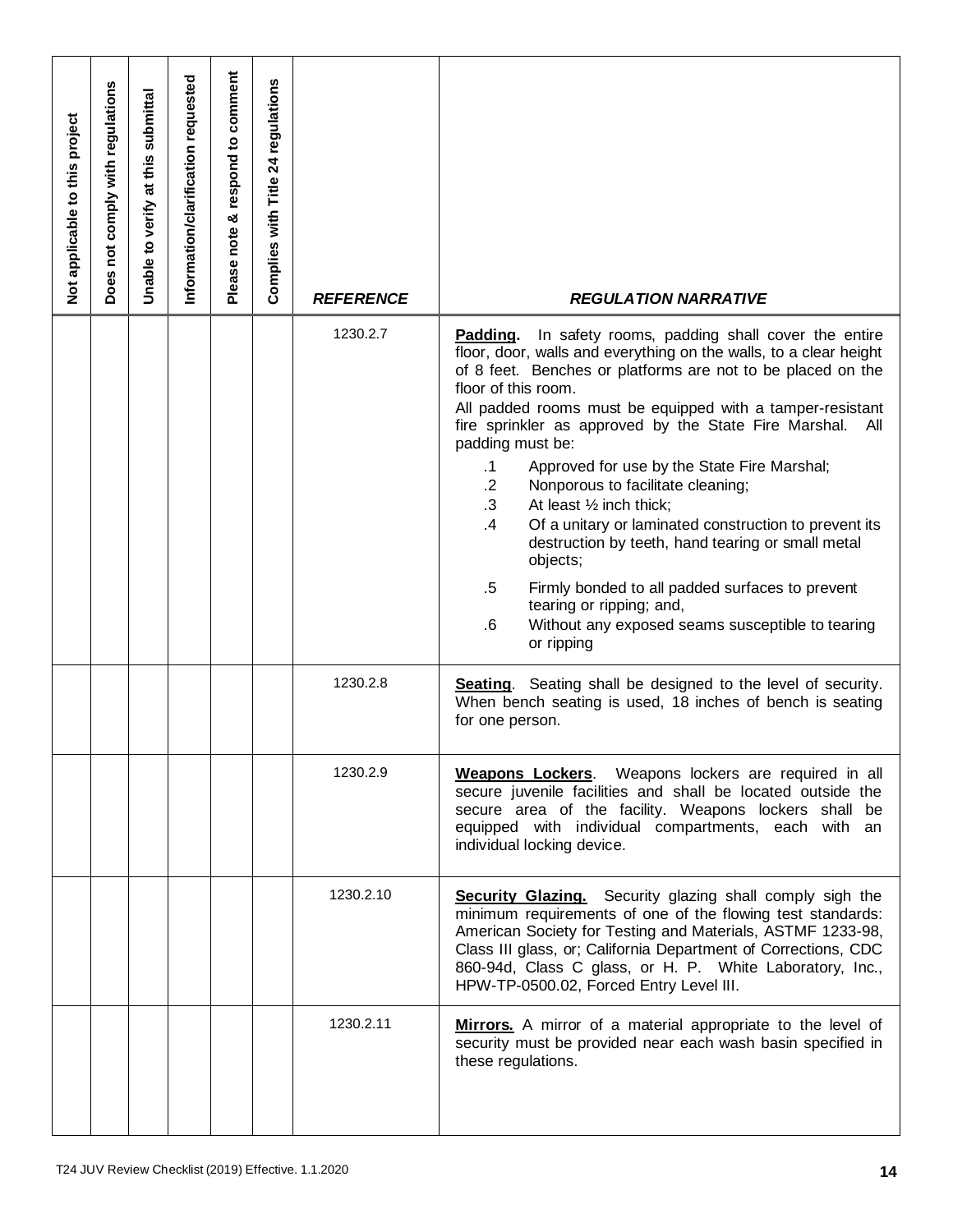| Not applicable to this project | Does not comply with regulations | Unable to verify at this submittal | Information/clarification requested | Please note & respond to comment | Complies with Title 24 regulations | *REFERENCE* | *REGULATION NARRATIVE* |
|---|---|---|---|---|---|---|---|
| | | | | | | 1230.2.7 | **Padding.** In safety rooms, padding shall cover the entire floor, door, walls and everything on the walls, to a clear height of 8 feet. Benches or platforms are not to be placed on the floor of this room.<br>All padded rooms must be equipped with a tamper-resistant fire sprinkler as approved by the State Fire Marshal. All padding must be:<br>.1 Approved for use by the State Fire Marshal;<br>.2 Nonporous to facilitate cleaning;<br>.3 At least ½ inch thick;<br>.4 Of a unitary or laminated construction to prevent its destruction by teeth, hand tearing or small metal objects;<br>.5 Firmly bonded to all padded surfaces to prevent tearing or ripping; and,<br>.6 Without any exposed seams susceptible to tearing or ripping |
| | | | | | | 1230.2.8 | **Seating**. Seating shall be designed to the level of security. When bench seating is used, 18 inches of bench is seating for one person. |
| | | | | | | 1230.2.9 | **Weapons Lockers**. Weapons lockers are required in all secure juvenile facilities and shall be located outside the secure area of the facility. Weapons lockers shall be equipped with individual compartments, each with an individual locking device. |
| | | | | | | 1230.2.10 | **Security Glazing.** Security glazing shall comply sigh the minimum requirements of one of the flowing test standards: American Society for Testing and Materials, ASTMF 1233-98, Class III glass, or; California Department of Corrections, CDC 860-94d, Class C glass, or H. P. White Laboratory, Inc., HPW-TP-0500.02, Forced Entry Level III. |
| | | | | | | 1230.2.11 | **Mirrors.** A mirror of a material appropriate to the level of security must be provided near each wash basin specified in these regulations. |

T24 JUV Review Checklist (2019) Effective. 1.1.2020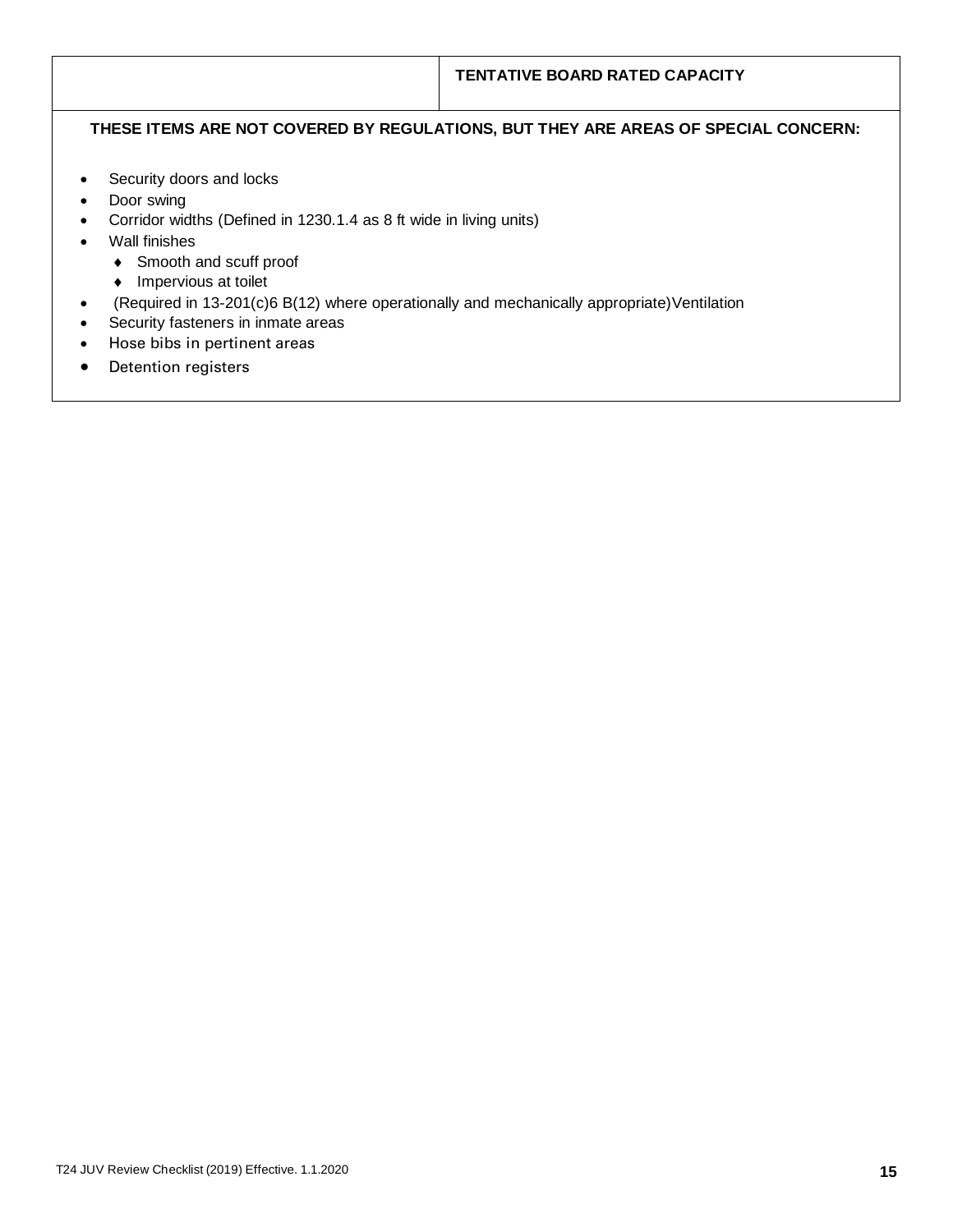| | TENTATIVE BOARD RATED CAPACITY |
|---|---|

**THESE ITEMS ARE NOT COVERED BY REGULATIONS, BUT THEY ARE AREAS OF SPECIAL CONCERN:**

- Security doors and locks
- Door swing
- Corridor widths (Defined in 1230.1.4 as 8 ft wide in living units)
- Wall finishes
  - Smooth and scuff proof
  - Impervious at toilet
- (Required in 13-201(c)6 B(12) where operationally and mechanically appropriate)Ventilation
- Security fasteners in inmate areas
- Hose bibs in pertinent areas
- Detention registers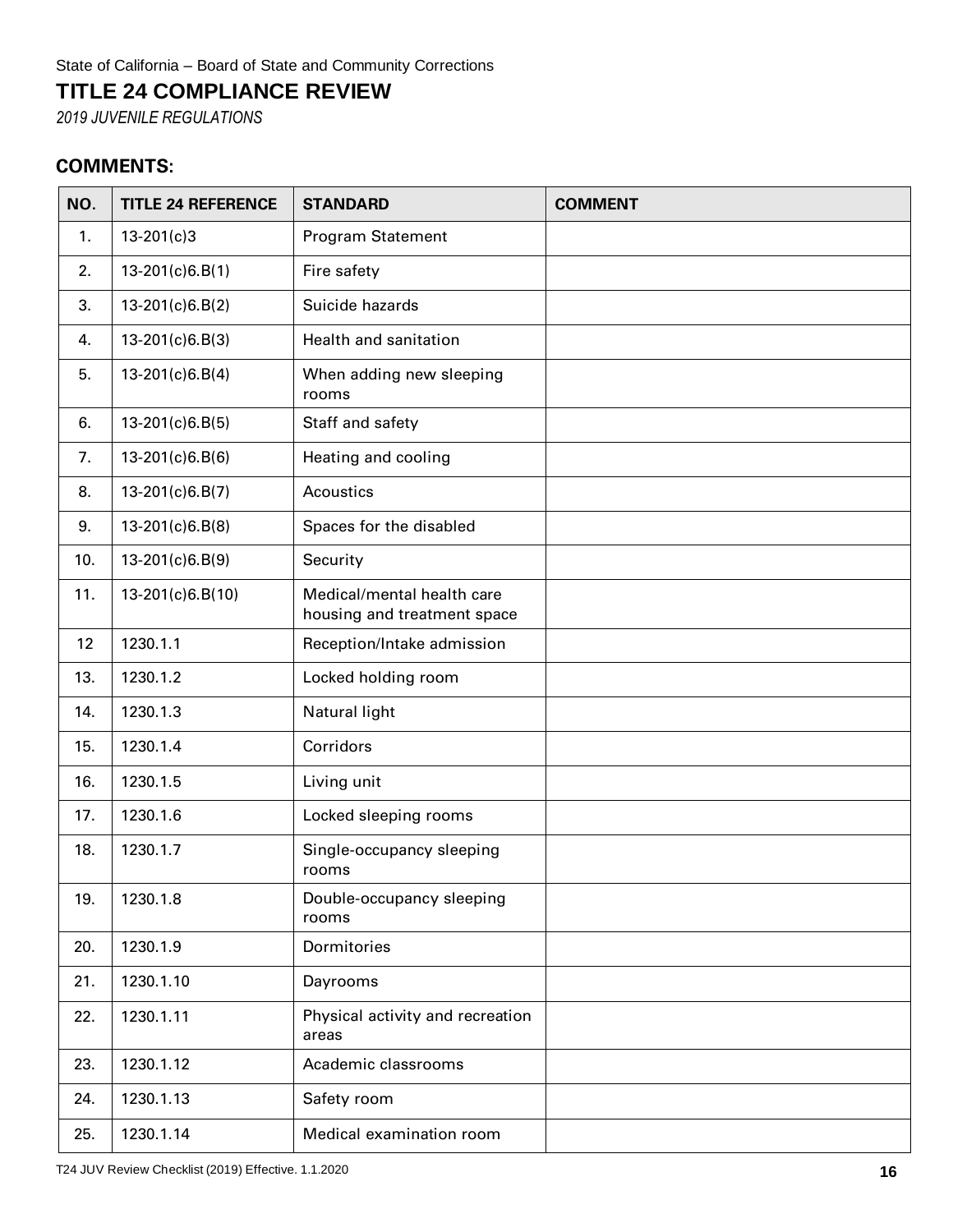State of California – Board of State and Community Corrections

# TITLE 24 COMPLIANCE REVIEW

*2019 JUVENILE REGULATIONS*

## COMMENTS:

| NO. | TITLE 24 REFERENCE | STANDARD | COMMENT |
|---|---|---|---|
| 1. | 13-201(c)3 | Program Statement | |
| 2. | 13-201(c)6.B(1) | Fire safety | |
| 3. | 13-201(c)6.B(2) | Suicide hazards | |
| 4. | 13-201(c)6.B(3) | Health and sanitation | |
| 5. | 13-201(c)6.B(4) | When adding new sleeping rooms | |
| 6. | 13-201(c)6.B(5) | Staff and safety | |
| 7. | 13-201(c)6.B(6) | Heating and cooling | |
| 8. | 13-201(c)6.B(7) | Acoustics | |
| 9. | 13-201(c)6.B(8) | Spaces for the disabled | |
| 10. | 13-201(c)6.B(9) | Security | |
| 11. | 13-201(c)6.B(10) | Medical/mental health care housing and treatment space | |
| 12 | 1230.1.1 | Reception/Intake admission | |
| 13. | 1230.1.2 | Locked holding room | |
| 14. | 1230.1.3 | Natural light | |
| 15. | 1230.1.4 | Corridors | |
| 16. | 1230.1.5 | Living unit | |
| 17. | 1230.1.6 | Locked sleeping rooms | |
| 18. | 1230.1.7 | Single-occupancy sleeping rooms | |
| 19. | 1230.1.8 | Double-occupancy sleeping rooms | |
| 20. | 1230.1.9 | Dormitories | |
| 21. | 1230.1.10 | Dayrooms | |
| 22. | 1230.1.11 | Physical activity and recreation areas | |
| 23. | 1230.1.12 | Academic classrooms | |
| 24. | 1230.1.13 | Safety room | |
| 25. | 1230.1.14 | Medical examination room | |

T24 JUV Review Checklist (2019) Effective. 1.1.2020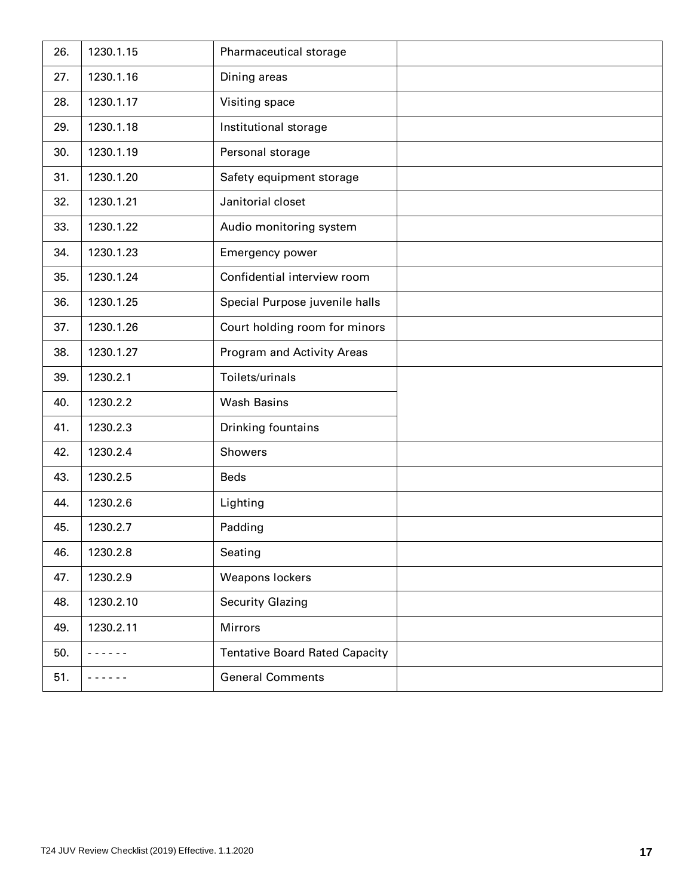| | | | |
|---|---|---|---|
| 26. | 1230.1.15 | Pharmaceutical storage | |
| 27. | 1230.1.16 | Dining areas | |
| 28. | 1230.1.17 | Visiting space | |
| 29. | 1230.1.18 | Institutional storage | |
| 30. | 1230.1.19 | Personal storage | |
| 31. | 1230.1.20 | Safety equipment storage | |
| 32. | 1230.1.21 | Janitorial closet | |
| 33. | 1230.1.22 | Audio monitoring system | |
| 34. | 1230.1.23 | Emergency power | |
| 35. | 1230.1.24 | Confidential interview room | |
| 36. | 1230.1.25 | Special Purpose juvenile halls | |
| 37. | 1230.1.26 | Court holding room for minors | |
| 38. | 1230.1.27 | Program and Activity Areas | |
| 39. | 1230.2.1 | Toilets/urinals | |
| 40. | 1230.2.2 | Wash Basins | |
| 41. | 1230.2.3 | Drinking fountains | |
| 42. | 1230.2.4 | Showers | |
| 43. | 1230.2.5 | Beds | |
| 44. | 1230.2.6 | Lighting | |
| 45. | 1230.2.7 | Padding | |
| 46. | 1230.2.8 | Seating | |
| 47. | 1230.2.9 | Weapons lockers | |
| 48. | 1230.2.10 | Security Glazing | |
| 49. | 1230.2.11 | Mirrors | |
| 50. | - - - - - - | Tentative Board Rated Capacity | |
| 51. | - - - - - - | General Comments | |